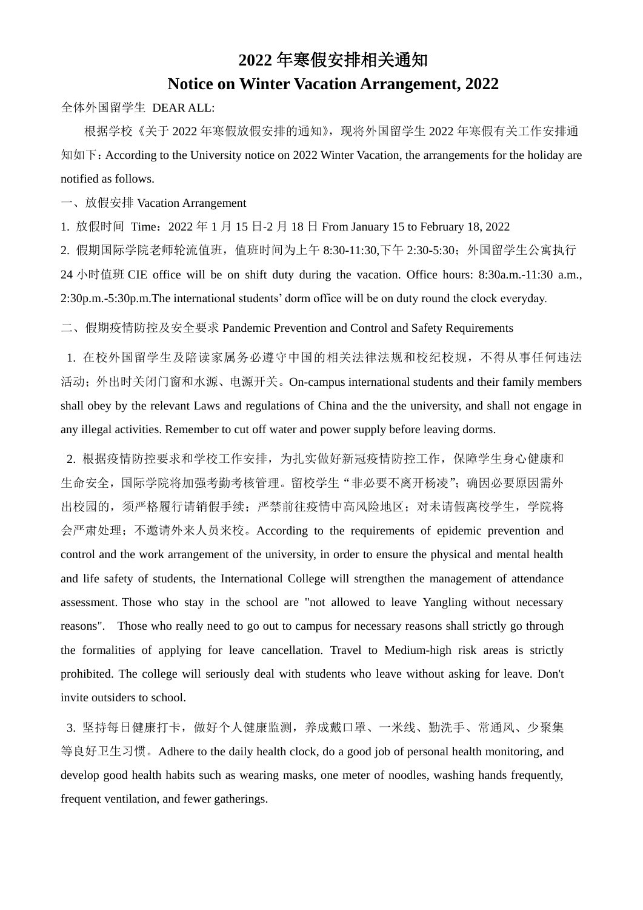# 2022 年寒假安排相关通知

# Notice on Winter Vacation Arrangement, 2022

全体外国留学生 DEAR ALL:

根据学校《关于 2022 年寒假放假安排的通知》，现将外国留学生 2022 年寒假有关工作安排通知如下：According to the University notice on 2022 Winter Vacation, the arrangements for the holiday are notified as follows.

一、放假安排 Vacation Arrangement

1. 放假时间 Time：2022 年 1 月 15 日-2 月 18 日 From January 15 to February 18, 2022

2. 假期国际学院老师轮流值班，值班时间为上午 8:30-11:30,下午 2:30-5:30；外国留学生公寓执行 24 小时值班 CIE office will be on shift duty during the vacation. Office hours: 8:30a.m.-11:30 a.m., 2:30p.m.-5:30p.m.The international students' dorm office will be on duty round the clock everyday.

二、假期疫情防控及安全要求 Pandemic Prevention and Control and Safety Requirements

1. 在校外国留学生及陪读家属务必遵守中国的相关法律法规和校纪校规，不得从事任何违法活动；外出时关闭门窗和水源、电源开关。On-campus international students and their family members shall obey by the relevant Laws and regulations of China and the the university, and shall not engage in any illegal activities. Remember to cut off water and power supply before leaving dorms.

2. 根据疫情防控要求和学校工作安排，为扎实做好新冠疫情防控工作，保障学生身心健康和生命安全，国际学院将加强考勤考核管理。留校学生"非必要不离开杨凌"；确因必要原因需外出校园的，须严格履行请销假手续；严禁前往疫情中高风险地区；对未请假离校学生，学院将会严肃处理；不邀请外来人员来校。According to the requirements of epidemic prevention and control and the work arrangement of the university, in order to ensure the physical and mental health and life safety of students, the International College will strengthen the management of attendance assessment. Those who stay in the school are "not allowed to leave Yangling without necessary reasons". Those who really need to go out to campus for necessary reasons shall strictly go through the formalities of applying for leave cancellation. Travel to Medium-high risk areas is strictly prohibited. The college will seriously deal with students who leave without asking for leave. Don't invite outsiders to school.

3. 坚持每日健康打卡，做好个人健康监测，养成戴口罩、一米线、勤洗手、常通风、少聚集等良好卫生习惯。Adhere to the daily health clock, do a good job of personal health monitoring, and develop good health habits such as wearing masks, one meter of noodles, washing hands frequently, frequent ventilation, and fewer gatherings.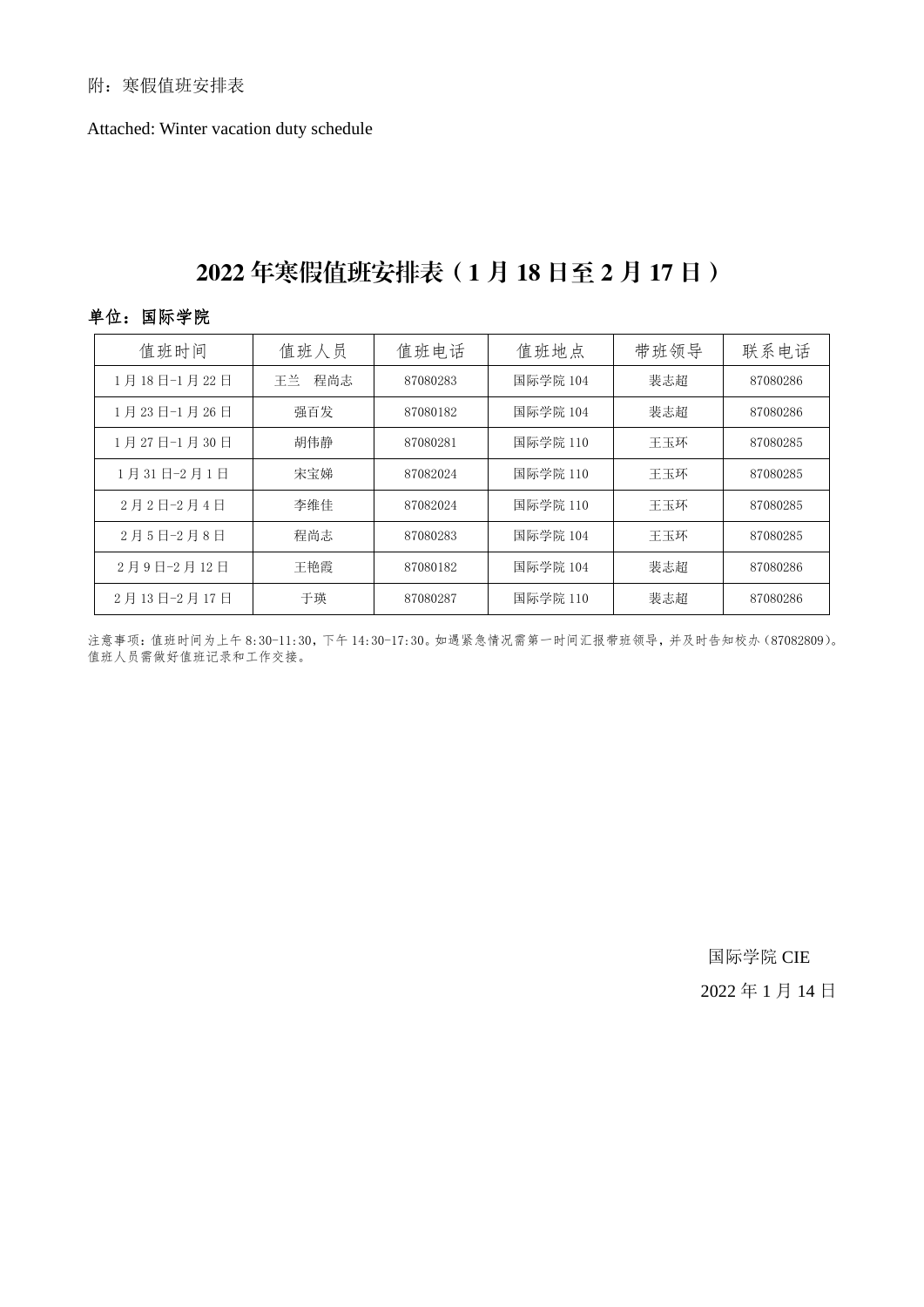附：寒假值班安排表

Attached: Winter vacation duty schedule

# 2022 年寒假值班安排表（1 月 18 日至 2 月 17 日）

**单位：国际学院**

| 值班时间 | 值班人员 | 值班电话 | 值班地点 | 带班领导 | 联系电话 |
| --- | --- | --- | --- | --- | --- |
| 1 月 18 日-1 月 22 日 | 王兰　程尚志 | 87080283 | 国际学院 104 | 裴志超 | 87080286 |
| 1 月 23 日-1 月 26 日 | 强百发 | 87080182 | 国际学院 104 | 裴志超 | 87080286 |
| 1 月 27 日-1 月 30 日 | 胡伟静 | 87080281 | 国际学院 110 | 王玉环 | 87080285 |
| 1 月 31 日-2 月 1 日 | 宋宝娣 | 87082024 | 国际学院 110 | 王玉环 | 87080285 |
| 2 月 2 日-2 月 4 日 | 李维佳 | 87082024 | 国际学院 110 | 王玉环 | 87080285 |
| 2 月 5 日-2 月 8 日 | 程尚志 | 87080283 | 国际学院 104 | 王玉环 | 87080285 |
| 2 月 9 日-2 月 12 日 | 王艳霞 | 87080182 | 国际学院 104 | 裴志超 | 87080286 |
| 2 月 13 日-2 月 17 日 | 于瑛 | 87080287 | 国际学院 110 | 裴志超 | 87080286 |

注意事项：值班时间为上午 8:30-11:30，下午 14:30-17:30。如遇紧急情况需第一时间汇报带班领导，并及时告知校办（87082809）。值班人员需做好值班记录和工作交接。

国际学院 CIE

2022 年 1 月 14 日